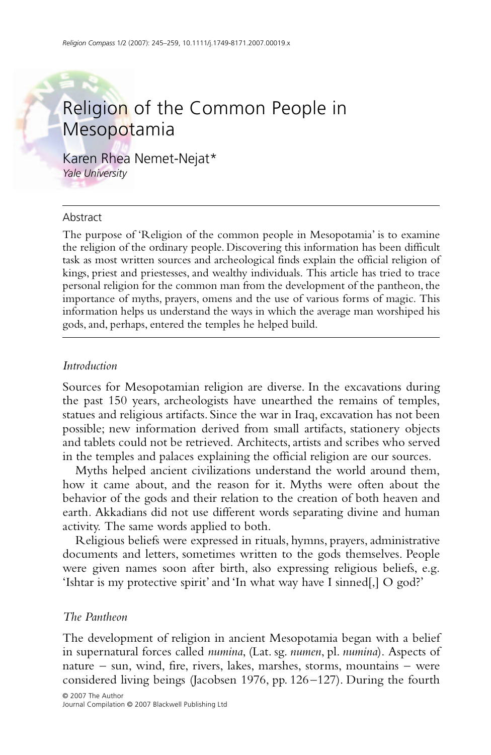# Religion of the Common People in Mesopotamia

Karen Rhea Nemet-Nejat*
*Yale University*

## Abstract

The purpose of 'Religion of the common people in Mesopotamia' is to examine the religion of the ordinary people. Discovering this information has been difficult task as most written sources and archeological finds explain the official religion of kings, priest and priestesses, and wealthy individuals. This article has tried to trace personal religion for the common man from the development of the pantheon, the importance of myths, prayers, omens and the use of various forms of magic. This information helps us understand the ways in which the average man worshiped his gods, and, perhaps, entered the temples he helped build.

## *Introduction*

Sources for Mesopotamian religion are diverse. In the excavations during the past 150 years, archeologists have unearthed the remains of temples, statues and religious artifacts. Since the war in Iraq, excavation has not been possible; new information derived from small artifacts, stationery objects and tablets could not be retrieved. Architects, artists and scribes who served in the temples and palaces explaining the official religion are our sources.

Myths helped ancient civilizations understand the world around them, how it came about, and the reason for it. Myths were often about the behavior of the gods and their relation to the creation of both heaven and earth. Akkadians did not use different words separating divine and human activity. The same words applied to both.

Religious beliefs were expressed in rituals, hymns, prayers, administrative documents and letters, sometimes written to the gods themselves. People were given names soon after birth, also expressing religious beliefs, e.g. 'Ishtar is my protective spirit' and 'In what way have I sinned[,] O god?'

## *The Pantheon*

The development of religion in ancient Mesopotamia began with a belief in supernatural forces called *numina*, (Lat. sg. *numen*, pl. *numina*). Aspects of nature – sun, wind, fire, rivers, lakes, marshes, storms, mountains – were considered living beings (Jacobsen 1976, pp. 126–127). During the fourth

© 2007 The Author
Journal Compilation © 2007 Blackwell Publishing Ltd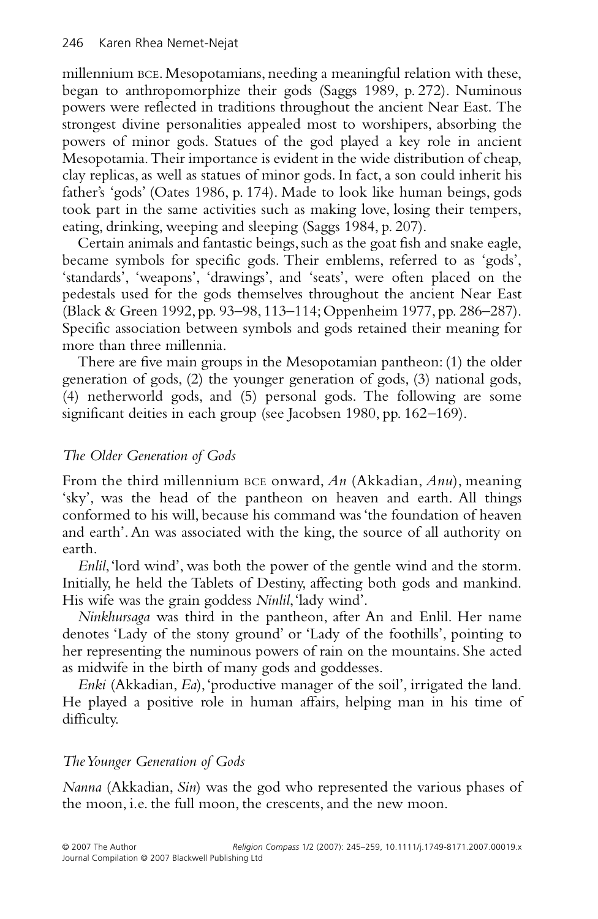millennium BCE. Mesopotamians, needing a meaningful relation with these, began to anthropomorphize their gods (Saggs 1989, p. 272). Numinous powers were reflected in traditions throughout the ancient Near East. The strongest divine personalities appealed most to worshipers, absorbing the powers of minor gods. Statues of the god played a key role in ancient Mesopotamia. Their importance is evident in the wide distribution of cheap, clay replicas, as well as statues of minor gods. In fact, a son could inherit his father's 'gods' (Oates 1986, p. 174). Made to look like human beings, gods took part in the same activities such as making love, losing their tempers, eating, drinking, weeping and sleeping (Saggs 1984, p. 207).

Certain animals and fantastic beings, such as the goat fish and snake eagle, became symbols for specific gods. Their emblems, referred to as 'gods', 'standards', 'weapons', 'drawings', and 'seats', were often placed on the pedestals used for the gods themselves throughout the ancient Near East (Black & Green 1992, pp. 93–98, 113–114; Oppenheim 1977, pp. 286–287). Specific association between symbols and gods retained their meaning for more than three millennia.

There are five main groups in the Mesopotamian pantheon: (1) the older generation of gods, (2) the younger generation of gods, (3) national gods, (4) netherworld gods, and (5) personal gods. The following are some significant deities in each group (see Jacobsen 1980, pp. 162–169).

### *The Older Generation of Gods*

From the third millennium BCE onward, *An* (Akkadian, *Anu*), meaning 'sky', was the head of the pantheon on heaven and earth. All things conformed to his will, because his command was 'the foundation of heaven and earth'. An was associated with the king, the source of all authority on earth.

*Enlil*, 'lord wind', was both the power of the gentle wind and the storm. Initially, he held the Tablets of Destiny, affecting both gods and mankind. His wife was the grain goddess *Ninlil*, 'lady wind'.

*Ninkhursaga* was third in the pantheon, after An and Enlil. Her name denotes 'Lady of the stony ground' or 'Lady of the foothills', pointing to her representing the numinous powers of rain on the mountains. She acted as midwife in the birth of many gods and goddesses.

*Enki* (Akkadian, *Ea*), 'productive manager of the soil', irrigated the land. He played a positive role in human affairs, helping man in his time of difficulty.

### *The Younger Generation of Gods*

*Nanna* (Akkadian, *Sin*) was the god who represented the various phases of the moon, i.e. the full moon, the crescents, and the new moon.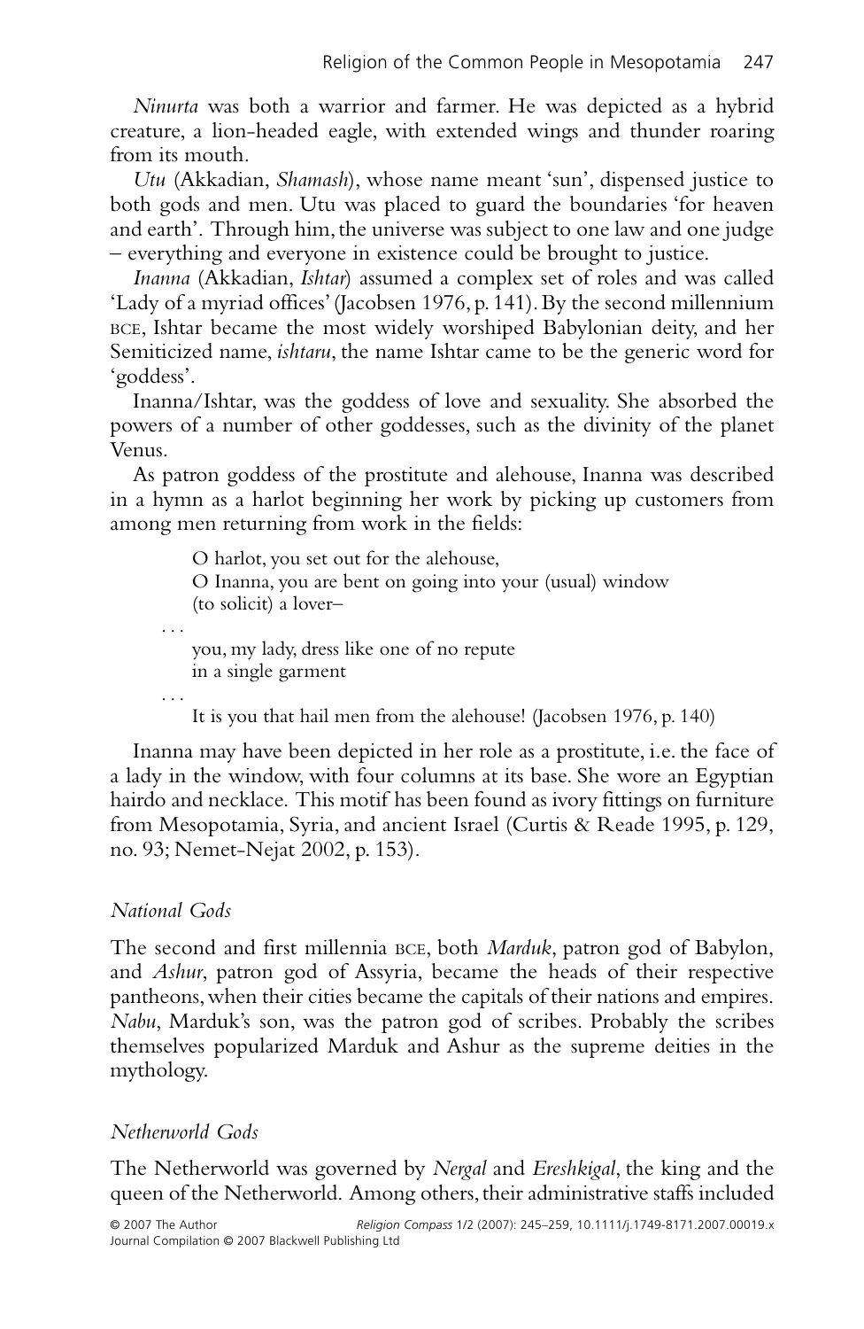*Ninurta* was both a warrior and farmer. He was depicted as a hybrid creature, a lion-headed eagle, with extended wings and thunder roaring from its mouth.

*Utu* (Akkadian, *Shamash*), whose name meant 'sun', dispensed justice to both gods and men. Utu was placed to guard the boundaries 'for heaven and earth'. Through him, the universe was subject to one law and one judge – everything and everyone in existence could be brought to justice.

*Inanna* (Akkadian, *Ishtar*) assumed a complex set of roles and was called 'Lady of a myriad offices' (Jacobsen 1976, p. 141). By the second millennium BCE, Ishtar became the most widely worshiped Babylonian deity, and her Semiticized name, *ishtaru*, the name Ishtar came to be the generic word for 'goddess'.

Inanna/Ishtar, was the goddess of love and sexuality. She absorbed the powers of a number of other goddesses, such as the divinity of the planet Venus.

As patron goddess of the prostitute and alehouse, Inanna was described in a hymn as a harlot beginning her work by picking up customers from among men returning from work in the fields:

> O harlot, you set out for the alehouse,
> O Inanna, you are bent on going into your (usual) window
> (to solicit) a lover–
>
> . . .
>
> you, my lady, dress like one of no repute
> in a single garment
>
> . . .
>
> It is you that hail men from the alehouse! (Jacobsen 1976, p. 140)

Inanna may have been depicted in her role as a prostitute, i.e. the face of a lady in the window, with four columns at its base. She wore an Egyptian hairdo and necklace. This motif has been found as ivory fittings on furniture from Mesopotamia, Syria, and ancient Israel (Curtis & Reade 1995, p. 129, no. 93; Nemet-Nejat 2002, p. 153).

### *National Gods*

The second and first millennia BCE, both *Marduk*, patron god of Babylon, and *Ashur*, patron god of Assyria, became the heads of their respective pantheons, when their cities became the capitals of their nations and empires. *Nabu*, Marduk's son, was the patron god of scribes. Probably the scribes themselves popularized Marduk and Ashur as the supreme deities in the mythology.

### *Netherworld Gods*

The Netherworld was governed by *Nergal* and *Ereshkigal*, the king and the queen of the Netherworld. Among others, their administrative staffs included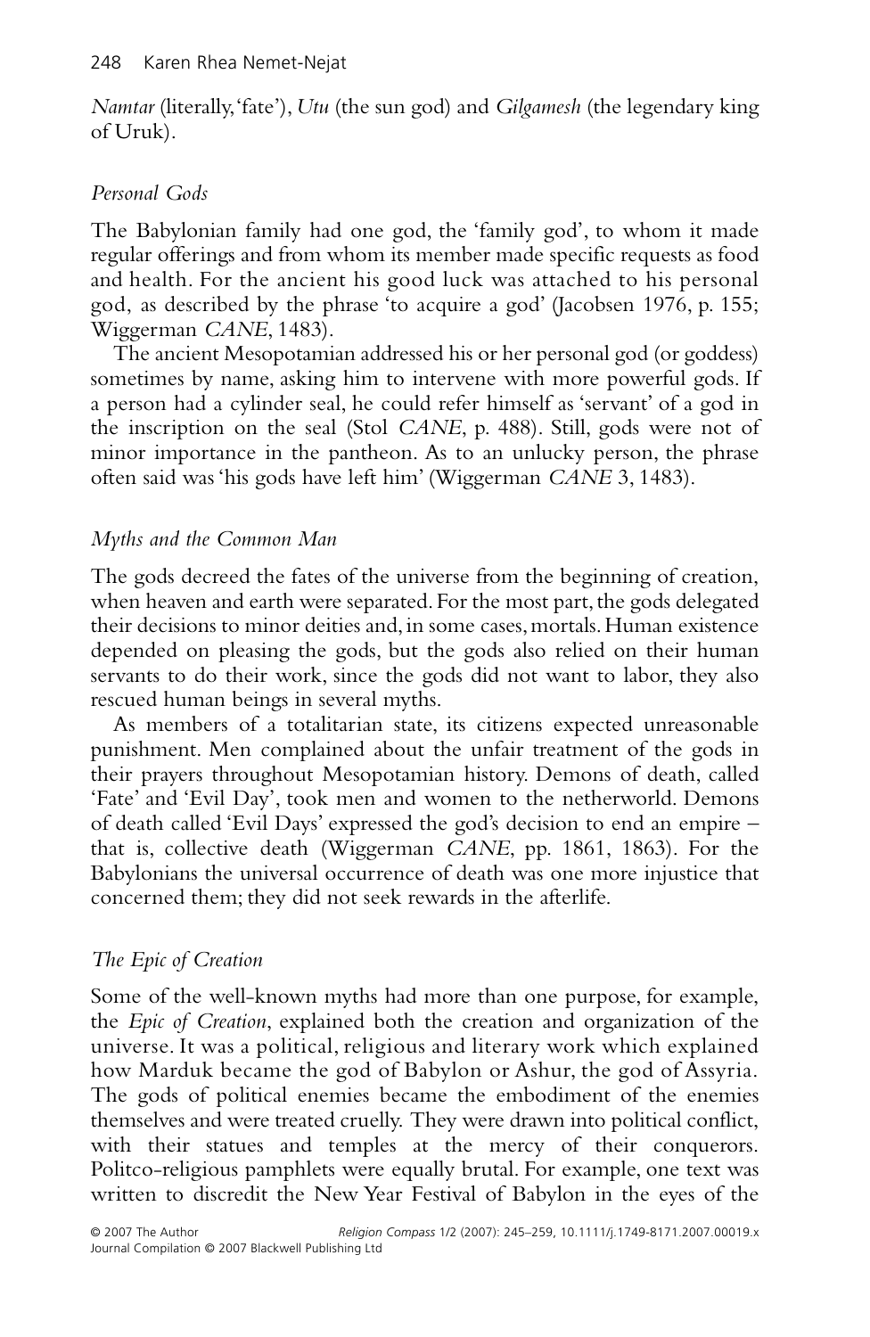*Namtar* (literally, 'fate'), *Utu* (the sun god) and *Gilgamesh* (the legendary king of Uruk).

### *Personal Gods*

The Babylonian family had one god, the 'family god', to whom it made regular offerings and from whom its member made specific requests as food and health. For the ancient his good luck was attached to his personal god, as described by the phrase 'to acquire a god' (Jacobsen 1976, p. 155; Wiggerman *CANE*, 1483).

The ancient Mesopotamian addressed his or her personal god (or goddess) sometimes by name, asking him to intervene with more powerful gods. If a person had a cylinder seal, he could refer himself as 'servant' of a god in the inscription on the seal (Stol *CANE*, p. 488). Still, gods were not of minor importance in the pantheon. As to an unlucky person, the phrase often said was 'his gods have left him' (Wiggerman *CANE* 3, 1483).

### *Myths and the Common Man*

The gods decreed the fates of the universe from the beginning of creation, when heaven and earth were separated. For the most part, the gods delegated their decisions to minor deities and, in some cases, mortals. Human existence depended on pleasing the gods, but the gods also relied on their human servants to do their work, since the gods did not want to labor, they also rescued human beings in several myths.

As members of a totalitarian state, its citizens expected unreasonable punishment. Men complained about the unfair treatment of the gods in their prayers throughout Mesopotamian history. Demons of death, called 'Fate' and 'Evil Day', took men and women to the netherworld. Demons of death called 'Evil Days' expressed the god's decision to end an empire – that is, collective death (Wiggerman *CANE*, pp. 1861, 1863). For the Babylonians the universal occurrence of death was one more injustice that concerned them; they did not seek rewards in the afterlife.

### *The Epic of Creation*

Some of the well-known myths had more than one purpose, for example, the *Epic of Creation*, explained both the creation and organization of the universe. It was a political, religious and literary work which explained how Marduk became the god of Babylon or Ashur, the god of Assyria. The gods of political enemies became the embodiment of the enemies themselves and were treated cruelly. They were drawn into political conflict, with their statues and temples at the mercy of their conquerors. Politco-religious pamphlets were equally brutal. For example, one text was written to discredit the New Year Festival of Babylon in the eyes of the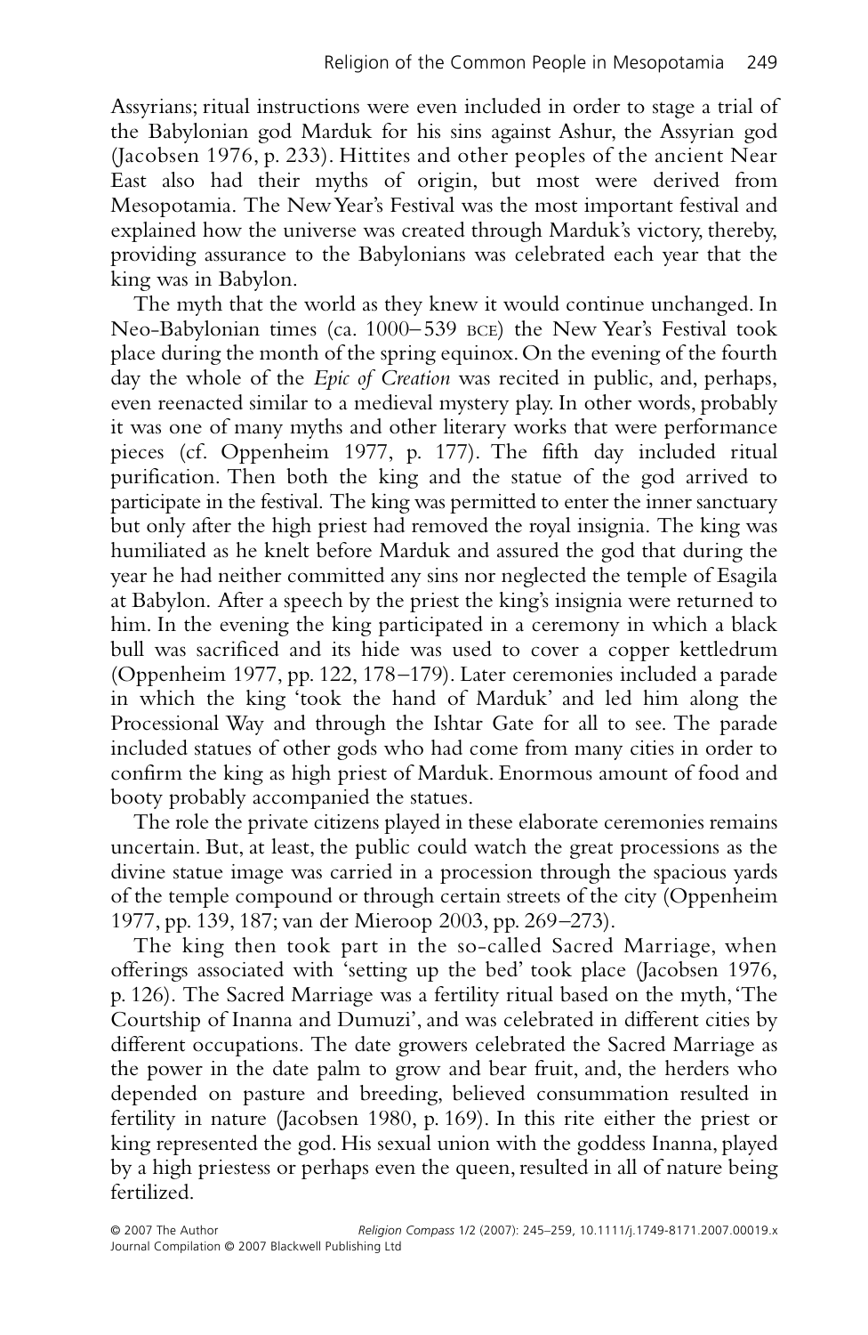Assyrians; ritual instructions were even included in order to stage a trial of the Babylonian god Marduk for his sins against Ashur, the Assyrian god (Jacobsen 1976, p. 233). Hittites and other peoples of the ancient Near East also had their myths of origin, but most were derived from Mesopotamia. The New Year's Festival was the most important festival and explained how the universe was created through Marduk's victory, thereby, providing assurance to the Babylonians was celebrated each year that the king was in Babylon.

The myth that the world as they knew it would continue unchanged. In Neo-Babylonian times (ca. 1000–539 BCE) the New Year's Festival took place during the month of the spring equinox. On the evening of the fourth day the whole of the *Epic of Creation* was recited in public, and, perhaps, even reenacted similar to a medieval mystery play. In other words, probably it was one of many myths and other literary works that were performance pieces (cf. Oppenheim 1977, p. 177). The fifth day included ritual purification. Then both the king and the statue of the god arrived to participate in the festival. The king was permitted to enter the inner sanctuary but only after the high priest had removed the royal insignia. The king was humiliated as he knelt before Marduk and assured the god that during the year he had neither committed any sins nor neglected the temple of Esagila at Babylon. After a speech by the priest the king's insignia were returned to him. In the evening the king participated in a ceremony in which a black bull was sacrificed and its hide was used to cover a copper kettledrum (Oppenheim 1977, pp. 122, 178–179). Later ceremonies included a parade in which the king 'took the hand of Marduk' and led him along the Processional Way and through the Ishtar Gate for all to see. The parade included statues of other gods who had come from many cities in order to confirm the king as high priest of Marduk. Enormous amount of food and booty probably accompanied the statues.

The role the private citizens played in these elaborate ceremonies remains uncertain. But, at least, the public could watch the great processions as the divine statue image was carried in a procession through the spacious yards of the temple compound or through certain streets of the city (Oppenheim 1977, pp. 139, 187; van der Mieroop 2003, pp. 269–273).

The king then took part in the so-called Sacred Marriage, when offerings associated with 'setting up the bed' took place (Jacobsen 1976, p. 126). The Sacred Marriage was a fertility ritual based on the myth, 'The Courtship of Inanna and Dumuzi', and was celebrated in different cities by different occupations. The date growers celebrated the Sacred Marriage as the power in the date palm to grow and bear fruit, and, the herders who depended on pasture and breeding, believed consummation resulted in fertility in nature (Jacobsen 1980, p. 169). In this rite either the priest or king represented the god. His sexual union with the goddess Inanna, played by a high priestess or perhaps even the queen, resulted in all of nature being fertilized.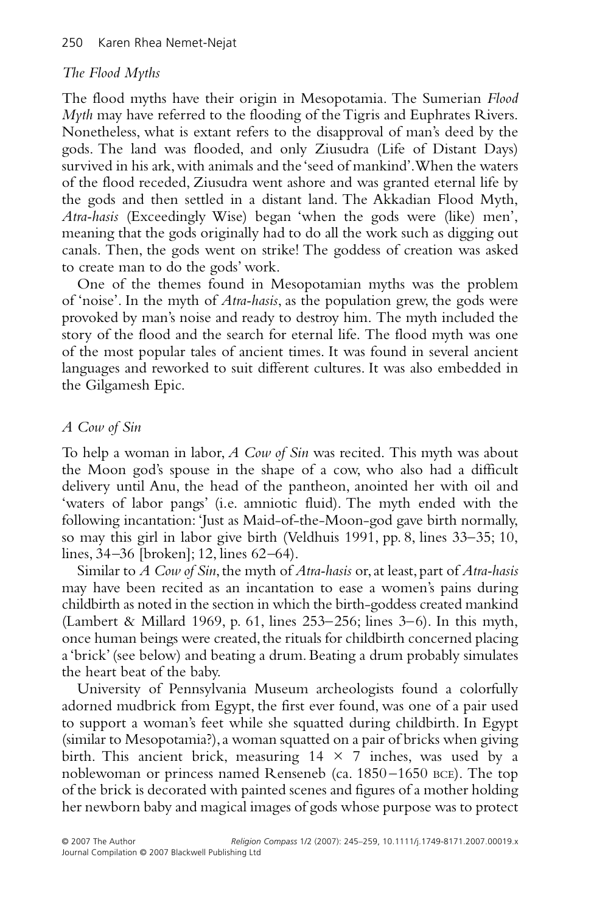### *The Flood Myths*

The flood myths have their origin in Mesopotamia. The Sumerian *Flood Myth* may have referred to the flooding of the Tigris and Euphrates Rivers. Nonetheless, what is extant refers to the disapproval of man's deed by the gods. The land was flooded, and only Ziusudra (Life of Distant Days) survived in his ark, with animals and the 'seed of mankind'. When the waters of the flood receded, Ziusudra went ashore and was granted eternal life by the gods and then settled in a distant land. The Akkadian Flood Myth, *Atra-hasis* (Exceedingly Wise) began 'when the gods were (like) men', meaning that the gods originally had to do all the work such as digging out canals. Then, the gods went on strike! The goddess of creation was asked to create man to do the gods' work.

One of the themes found in Mesopotamian myths was the problem of 'noise'. In the myth of *Atra-hasis*, as the population grew, the gods were provoked by man's noise and ready to destroy him. The myth included the story of the flood and the search for eternal life. The flood myth was one of the most popular tales of ancient times. It was found in several ancient languages and reworked to suit different cultures. It was also embedded in the Gilgamesh Epic.

### *A Cow of Sin*

To help a woman in labor, *A Cow of Sin* was recited. This myth was about the Moon god's spouse in the shape of a cow, who also had a difficult delivery until Anu, the head of the pantheon, anointed her with oil and 'waters of labor pangs' (i.e. amniotic fluid). The myth ended with the following incantation: 'Just as Maid-of-the-Moon-god gave birth normally, so may this girl in labor give birth (Veldhuis 1991, pp. 8, lines 33–35; 10, lines, 34–36 [broken]; 12, lines 62–64).

Similar to *A Cow of Sin*, the myth of *Atra-hasis* or, at least, part of *Atra-hasis* may have been recited as an incantation to ease a women's pains during childbirth as noted in the section in which the birth-goddess created mankind (Lambert & Millard 1969, p. 61, lines 253–256; lines 3–6). In this myth, once human beings were created, the rituals for childbirth concerned placing a 'brick' (see below) and beating a drum. Beating a drum probably simulates the heart beat of the baby.

University of Pennsylvania Museum archeologists found a colorfully adorned mudbrick from Egypt, the first ever found, was one of a pair used to support a woman's feet while she squatted during childbirth. In Egypt (similar to Mesopotamia?), a woman squatted on a pair of bricks when giving birth. This ancient brick, measuring 14 × 7 inches, was used by a noblewoman or princess named Renseneb (ca. 1850–1650 BCE). The top of the brick is decorated with painted scenes and figures of a mother holding her newborn baby and magical images of gods whose purpose was to protect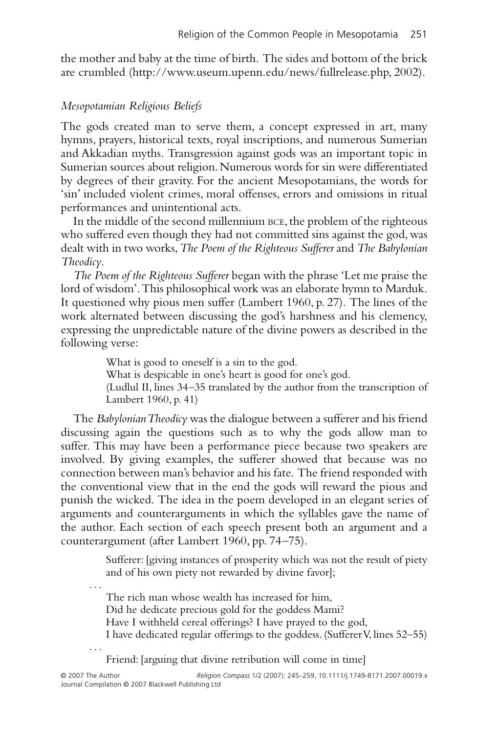the mother and baby at the time of birth. The sides and bottom of the brick are crumbled (http://www.useum.upenn.edu/news/fullrelease.php, 2002).

### *Mesopotamian Religious Beliefs*

The gods created man to serve them, a concept expressed in art, many hymns, prayers, historical texts, royal inscriptions, and numerous Sumerian and Akkadian myths. Transgression against gods was an important topic in Sumerian sources about religion. Numerous words for sin were differentiated by degrees of their gravity. For the ancient Mesopotamians, the words for 'sin' included violent crimes, moral offenses, errors and omissions in ritual performances and unintentional acts.

In the middle of the second millennium BCE, the problem of the righteous who suffered even though they had not committed sins against the god, was dealt with in two works, *The Poem of the Righteous Sufferer* and *The Babylonian Theodicy*.

*The Poem of the Righteous Sufferer* began with the phrase 'Let me praise the lord of wisdom'. This philosophical work was an elaborate hymn to Marduk. It questioned why pious men suffer (Lambert 1960, p. 27). The lines of the work alternated between discussing the god's harshness and his clemency, expressing the unpredictable nature of the divine powers as described in the following verse:

> What is good to oneself is a sin to the god.
> What is despicable in one's heart is good for one's god.
> (Ludlul II, lines 34–35 translated by the author from the transcription of Lambert 1960, p. 41)

The *Babylonian Theodicy* was the dialogue between a sufferer and his friend discussing again the questions such as to why the gods allow man to suffer. This may have been a performance piece because two speakers are involved. By giving examples, the sufferer showed that because was no connection between man's behavior and his fate. The friend responded with the conventional view that in the end the gods will reward the pious and punish the wicked. The idea in the poem developed in an elegant series of arguments and counterarguments in which the syllables gave the name of the author. Each section of each speech present both an argument and a counterargument (after Lambert 1960, pp. 74–75).

> Sufferer: [giving instances of prosperity which was not the result of piety and of his own piety not rewarded by divine favor];

. . .

> The rich man whose wealth has increased for him,
> Did he dedicate precious gold for the goddess Mami?
> Have I withheld cereal offerings? I have prayed to the god,
> I have dedicated regular offerings to the goddess. (Sufferer V, lines 52–55)

. . .

> Friend: [arguing that divine retribution will come in time]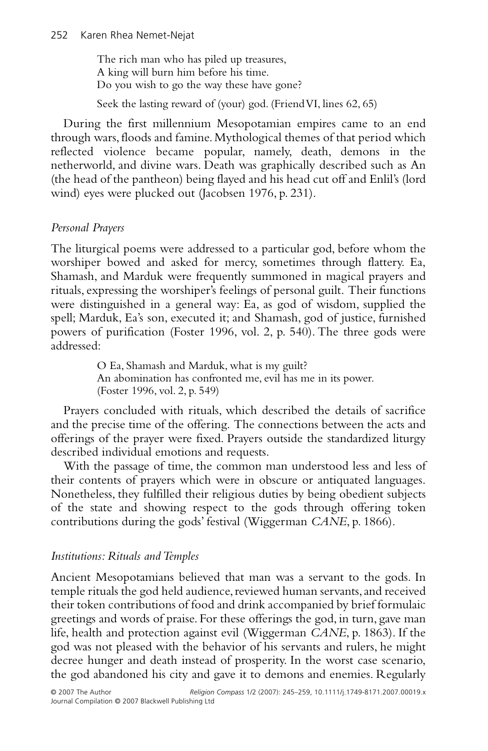> The rich man who has piled up treasures,
> A king will burn him before his time.
> Do you wish to go the way these have gone?
>
> Seek the lasting reward of (your) god. (Friend VI, lines 62, 65)

During the first millennium Mesopotamian empires came to an end through wars, floods and famine. Mythological themes of that period which reflected violence became popular, namely, death, demons in the netherworld, and divine wars. Death was graphically described such as An (the head of the pantheon) being flayed and his head cut off and Enlil's (lord wind) eyes were plucked out (Jacobsen 1976, p. 231).

### *Personal Prayers*

The liturgical poems were addressed to a particular god, before whom the worshiper bowed and asked for mercy, sometimes through flattery. Ea, Shamash, and Marduk were frequently summoned in magical prayers and rituals, expressing the worshiper's feelings of personal guilt. Their functions were distinguished in a general way: Ea, as god of wisdom, supplied the spell; Marduk, Ea's son, executed it; and Shamash, god of justice, furnished powers of purification (Foster 1996, vol. 2, p. 540). The three gods were addressed:

> O Ea, Shamash and Marduk, what is my guilt?
> An abomination has confronted me, evil has me in its power.
> (Foster 1996, vol. 2, p. 549)

Prayers concluded with rituals, which described the details of sacrifice and the precise time of the offering. The connections between the acts and offerings of the prayer were fixed. Prayers outside the standardized liturgy described individual emotions and requests.

With the passage of time, the common man understood less and less of their contents of prayers which were in obscure or antiquated languages. Nonetheless, they fulfilled their religious duties by being obedient subjects of the state and showing respect to the gods through offering token contributions during the gods' festival (Wiggerman *CANE*, p. 1866).

### *Institutions: Rituals and Temples*

Ancient Mesopotamians believed that man was a servant to the gods. In temple rituals the god held audience, reviewed human servants, and received their token contributions of food and drink accompanied by brief formulaic greetings and words of praise. For these offerings the god, in turn, gave man life, health and protection against evil (Wiggerman *CANE*, p. 1863). If the god was not pleased with the behavior of his servants and rulers, he might decree hunger and death instead of prosperity. In the worst case scenario, the god abandoned his city and gave it to demons and enemies. Regularly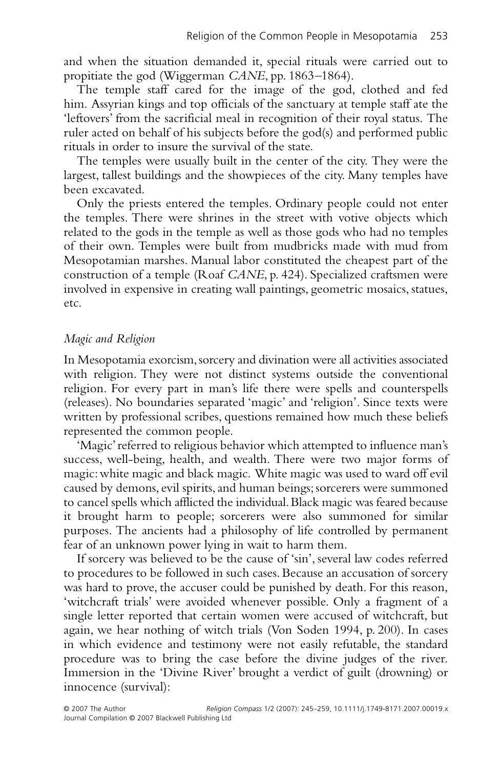and when the situation demanded it, special rituals were carried out to propitiate the god (Wiggerman *CANE*, pp. 1863–1864).

The temple staff cared for the image of the god, clothed and fed him. Assyrian kings and top officials of the sanctuary at temple staff ate the 'leftovers' from the sacrificial meal in recognition of their royal status. The ruler acted on behalf of his subjects before the god(s) and performed public rituals in order to insure the survival of the state.

The temples were usually built in the center of the city. They were the largest, tallest buildings and the showpieces of the city. Many temples have been excavated.

Only the priests entered the temples. Ordinary people could not enter the temples. There were shrines in the street with votive objects which related to the gods in the temple as well as those gods who had no temples of their own. Temples were built from mudbricks made with mud from Mesopotamian marshes. Manual labor constituted the cheapest part of the construction of a temple (Roaf *CANE*, p. 424). Specialized craftsmen were involved in expensive in creating wall paintings, geometric mosaics, statues, etc.

### *Magic and Religion*

In Mesopotamia exorcism, sorcery and divination were all activities associated with religion. They were not distinct systems outside the conventional religion. For every part in man's life there were spells and counterspells (releases). No boundaries separated 'magic' and 'religion'. Since texts were written by professional scribes, questions remained how much these beliefs represented the common people.

'Magic' referred to religious behavior which attempted to influence man's success, well-being, health, and wealth. There were two major forms of magic: white magic and black magic. White magic was used to ward off evil caused by demons, evil spirits, and human beings; sorcerers were summoned to cancel spells which afflicted the individual. Black magic was feared because it brought harm to people; sorcerers were also summoned for similar purposes. The ancients had a philosophy of life controlled by permanent fear of an unknown power lying in wait to harm them.

If sorcery was believed to be the cause of 'sin', several law codes referred to procedures to be followed in such cases. Because an accusation of sorcery was hard to prove, the accuser could be punished by death. For this reason, 'witchcraft trials' were avoided whenever possible. Only a fragment of a single letter reported that certain women were accused of witchcraft, but again, we hear nothing of witch trials (Von Soden 1994, p. 200). In cases in which evidence and testimony were not easily refutable, the standard procedure was to bring the case before the divine judges of the river. Immersion in the 'Divine River' brought a verdict of guilt (drowning) or innocence (survival):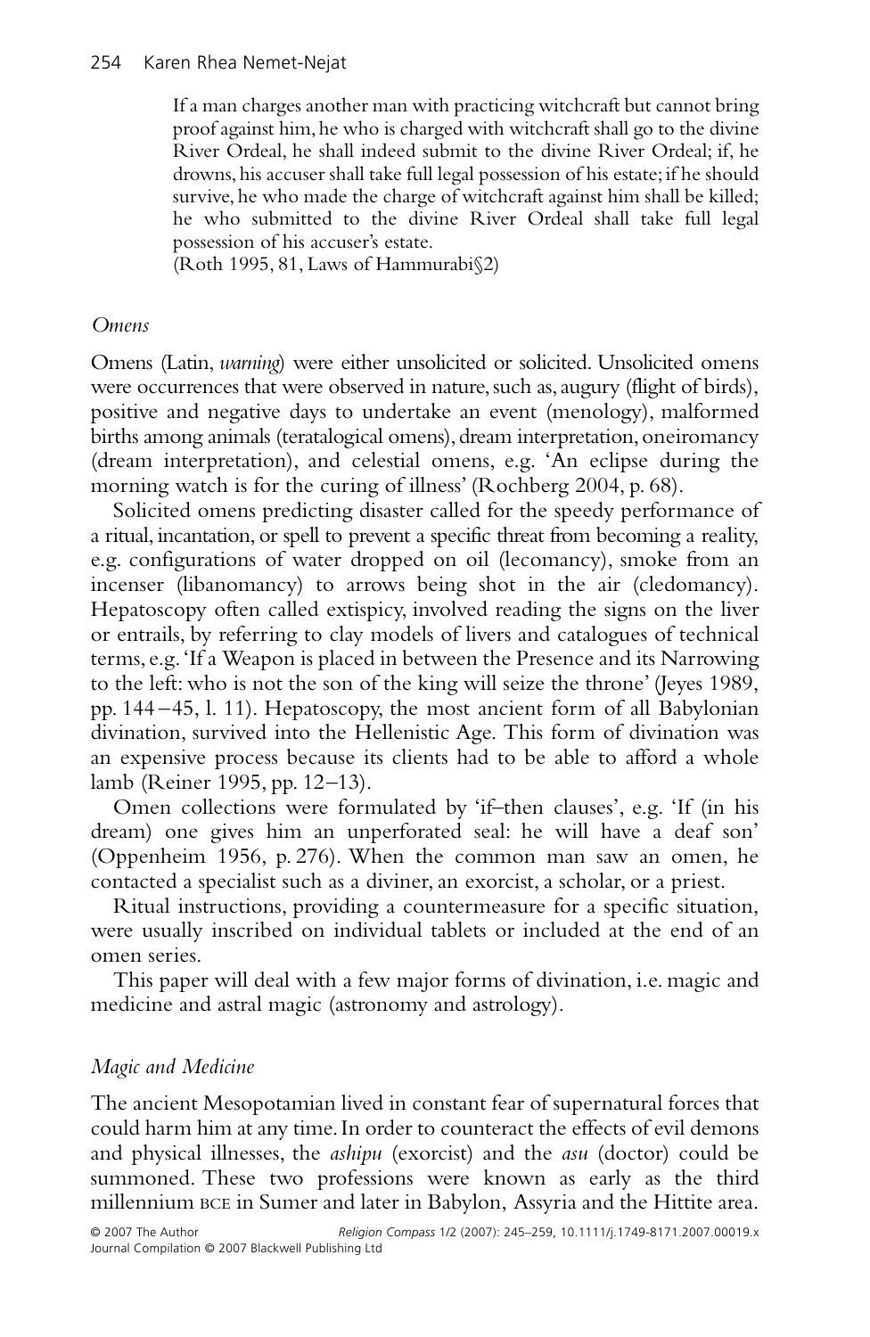> If a man charges another man with practicing witchcraft but cannot bring proof against him, he who is charged with witchcraft shall go to the divine River Ordeal, he shall indeed submit to the divine River Ordeal; if, he drowns, his accuser shall take full legal possession of his estate; if he should survive, he who made the charge of witchcraft against him shall be killed; he who submitted to the divine River Ordeal shall take full legal possession of his accuser's estate.
> (Roth 1995, 81, Laws of Hammurabi§2)

### *Omens*

Omens (Latin, *warning*) were either unsolicited or solicited. Unsolicited omens were occurrences that were observed in nature, such as, augury (flight of birds), positive and negative days to undertake an event (menology), malformed births among animals (teratalogical omens), dream interpretation, oneiromancy (dream interpretation), and celestial omens, e.g. 'An eclipse during the morning watch is for the curing of illness' (Rochberg 2004, p. 68).

Solicited omens predicting disaster called for the speedy performance of a ritual, incantation, or spell to prevent a specific threat from becoming a reality, e.g. configurations of water dropped on oil (lecomancy), smoke from an incenser (libanomancy) to arrows being shot in the air (cledomancy). Hepatoscopy often called extispicy, involved reading the signs on the liver or entrails, by referring to clay models of livers and catalogues of technical terms, e.g. 'If a Weapon is placed in between the Presence and its Narrowing to the left: who is not the son of the king will seize the throne' (Jeyes 1989, pp. 144–45, l. 11). Hepatoscopy, the most ancient form of all Babylonian divination, survived into the Hellenistic Age. This form of divination was an expensive process because its clients had to be able to afford a whole lamb (Reiner 1995, pp. 12–13).

Omen collections were formulated by 'if–then clauses', e.g. 'If (in his dream) one gives him an unperforated seal: he will have a deaf son' (Oppenheim 1956, p. 276). When the common man saw an omen, he contacted a specialist such as a diviner, an exorcist, a scholar, or a priest.

Ritual instructions, providing a countermeasure for a specific situation, were usually inscribed on individual tablets or included at the end of an omen series.

This paper will deal with a few major forms of divination, i.e. magic and medicine and astral magic (astronomy and astrology).

### *Magic and Medicine*

The ancient Mesopotamian lived in constant fear of supernatural forces that could harm him at any time. In order to counteract the effects of evil demons and physical illnesses, the *ashipu* (exorcist) and the *asu* (doctor) could be summoned. These two professions were known as early as the third millennium BCE in Sumer and later in Babylon, Assyria and the Hittite area.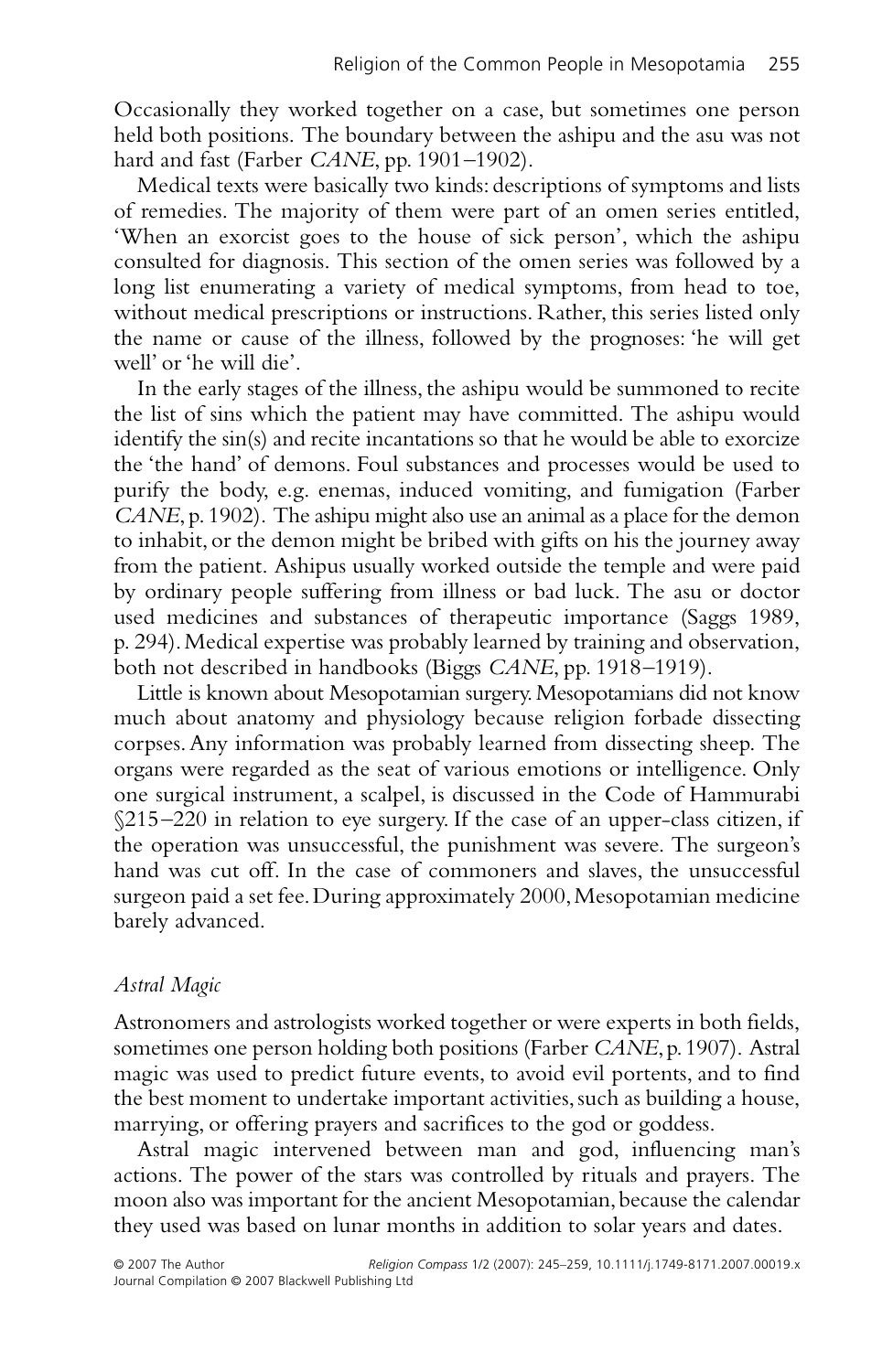Occasionally they worked together on a case, but sometimes one person held both positions. The boundary between the ashipu and the asu was not hard and fast (Farber *CANE*, pp. 1901–1902).

Medical texts were basically two kinds: descriptions of symptoms and lists of remedies. The majority of them were part of an omen series entitled, 'When an exorcist goes to the house of sick person', which the ashipu consulted for diagnosis. This section of the omen series was followed by a long list enumerating a variety of medical symptoms, from head to toe, without medical prescriptions or instructions. Rather, this series listed only the name or cause of the illness, followed by the prognoses: 'he will get well' or 'he will die'.

In the early stages of the illness, the ashipu would be summoned to recite the list of sins which the patient may have committed. The ashipu would identify the sin(s) and recite incantations so that he would be able to exorcize the 'the hand' of demons. Foul substances and processes would be used to purify the body, e.g. enemas, induced vomiting, and fumigation (Farber *CANE*, p. 1902). The ashipu might also use an animal as a place for the demon to inhabit, or the demon might be bribed with gifts on his the journey away from the patient. Ashipus usually worked outside the temple and were paid by ordinary people suffering from illness or bad luck. The asu or doctor used medicines and substances of therapeutic importance (Saggs 1989, p. 294). Medical expertise was probably learned by training and observation, both not described in handbooks (Biggs *CANE*, pp. 1918–1919).

Little is known about Mesopotamian surgery. Mesopotamians did not know much about anatomy and physiology because religion forbade dissecting corpses. Any information was probably learned from dissecting sheep. The organs were regarded as the seat of various emotions or intelligence. Only one surgical instrument, a scalpel, is discussed in the Code of Hammurabi §215–220 in relation to eye surgery. If the case of an upper-class citizen, if the operation was unsuccessful, the punishment was severe. The surgeon's hand was cut off. In the case of commoners and slaves, the unsuccessful surgeon paid a set fee. During approximately 2000, Mesopotamian medicine barely advanced.

### *Astral Magic*

Astronomers and astrologists worked together or were experts in both fields, sometimes one person holding both positions (Farber *CANE*, p. 1907). Astral magic was used to predict future events, to avoid evil portents, and to find the best moment to undertake important activities, such as building a house, marrying, or offering prayers and sacrifices to the god or goddess.

Astral magic intervened between man and god, influencing man's actions. The power of the stars was controlled by rituals and prayers. The moon also was important for the ancient Mesopotamian, because the calendar they used was based on lunar months in addition to solar years and dates.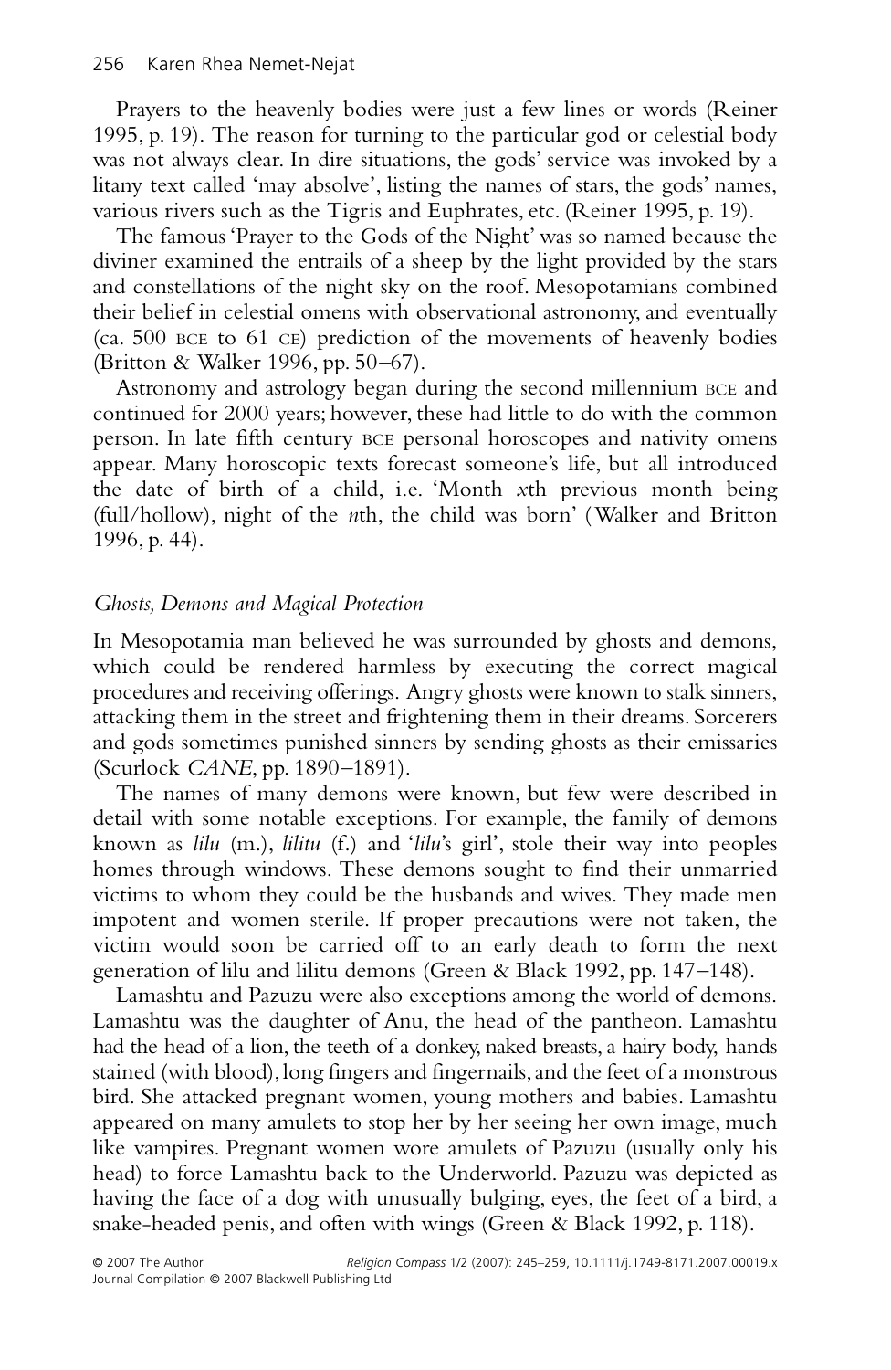Prayers to the heavenly bodies were just a few lines or words (Reiner 1995, p. 19). The reason for turning to the particular god or celestial body was not always clear. In dire situations, the gods' service was invoked by a litany text called 'may absolve', listing the names of stars, the gods' names, various rivers such as the Tigris and Euphrates, etc. (Reiner 1995, p. 19).

The famous 'Prayer to the Gods of the Night' was so named because the diviner examined the entrails of a sheep by the light provided by the stars and constellations of the night sky on the roof. Mesopotamians combined their belief in celestial omens with observational astronomy, and eventually (ca. 500 BCE to 61 CE) prediction of the movements of heavenly bodies (Britton & Walker 1996, pp. 50–67).

Astronomy and astrology began during the second millennium BCE and continued for 2000 years; however, these had little to do with the common person. In late fifth century BCE personal horoscopes and nativity omens appear. Many horoscopic texts forecast someone's life, but all introduced the date of birth of a child, i.e. 'Month *x*th previous month being (full/hollow), night of the *n*th, the child was born' (Walker and Britton 1996, p. 44).

### *Ghosts, Demons and Magical Protection*

In Mesopotamia man believed he was surrounded by ghosts and demons, which could be rendered harmless by executing the correct magical procedures and receiving offerings. Angry ghosts were known to stalk sinners, attacking them in the street and frightening them in their dreams. Sorcerers and gods sometimes punished sinners by sending ghosts as their emissaries (Scurlock *CANE*, pp. 1890–1891).

The names of many demons were known, but few were described in detail with some notable exceptions. For example, the family of demons known as *lilu* (m.), *lilitu* (f.) and '*lilu*'s girl', stole their way into peoples homes through windows. These demons sought to find their unmarried victims to whom they could be the husbands and wives. They made men impotent and women sterile. If proper precautions were not taken, the victim would soon be carried off to an early death to form the next generation of lilu and lilitu demons (Green & Black 1992, pp. 147–148).

Lamashtu and Pazuzu were also exceptions among the world of demons. Lamashtu was the daughter of Anu, the head of the pantheon. Lamashtu had the head of a lion, the teeth of a donkey, naked breasts, a hairy body, hands stained (with blood), long fingers and fingernails, and the feet of a monstrous bird. She attacked pregnant women, young mothers and babies. Lamashtu appeared on many amulets to stop her by her seeing her own image, much like vampires. Pregnant women wore amulets of Pazuzu (usually only his head) to force Lamashtu back to the Underworld. Pazuzu was depicted as having the face of a dog with unusually bulging, eyes, the feet of a bird, a snake-headed penis, and often with wings (Green & Black 1992, p. 118).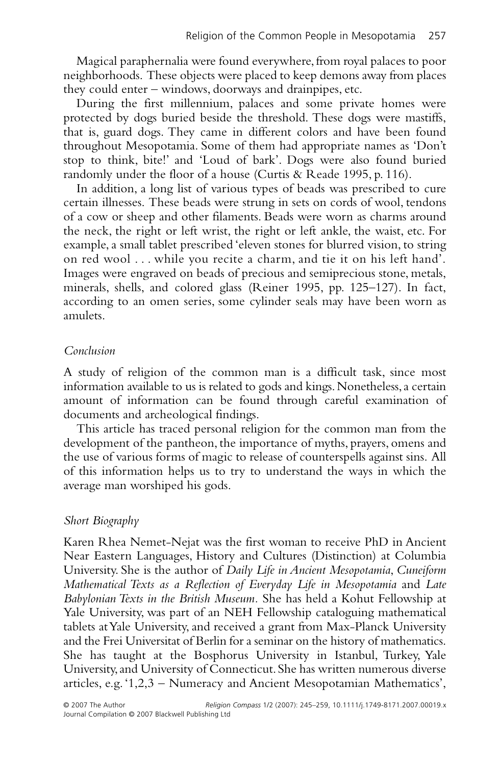Magical paraphernalia were found everywhere, from royal palaces to poor neighborhoods. These objects were placed to keep demons away from places they could enter – windows, doorways and drainpipes, etc.

During the first millennium, palaces and some private homes were protected by dogs buried beside the threshold. These dogs were mastiffs, that is, guard dogs. They came in different colors and have been found throughout Mesopotamia. Some of them had appropriate names as 'Don't stop to think, bite!' and 'Loud of bark'. Dogs were also found buried randomly under the floor of a house (Curtis & Reade 1995, p. 116).

In addition, a long list of various types of beads was prescribed to cure certain illnesses. These beads were strung in sets on cords of wool, tendons of a cow or sheep and other filaments. Beads were worn as charms around the neck, the right or left wrist, the right or left ankle, the waist, etc. For example, a small tablet prescribed 'eleven stones for blurred vision, to string on red wool . . . while you recite a charm, and tie it on his left hand'. Images were engraved on beads of precious and semiprecious stone, metals, minerals, shells, and colored glass (Reiner 1995, pp. 125–127). In fact, according to an omen series, some cylinder seals may have been worn as amulets.

### *Conclusion*

A study of religion of the common man is a difficult task, since most information available to us is related to gods and kings. Nonetheless, a certain amount of information can be found through careful examination of documents and archeological findings.

This article has traced personal religion for the common man from the development of the pantheon, the importance of myths, prayers, omens and the use of various forms of magic to release of counterspells against sins. All of this information helps us to try to understand the ways in which the average man worshiped his gods.

### *Short Biography*

Karen Rhea Nemet-Nejat was the first woman to receive PhD in Ancient Near Eastern Languages, History and Cultures (Distinction) at Columbia University. She is the author of *Daily Life in Ancient Mesopotamia*, *Cuneiform Mathematical Texts as a Reflection of Everyday Life in Mesopotamia* and *Late Babylonian Texts in the British Museum*. She has held a Kohut Fellowship at Yale University, was part of an NEH Fellowship cataloguing mathematical tablets at Yale University, and received a grant from Max-Planck University and the Frei Universitat of Berlin for a seminar on the history of mathematics. She has taught at the Bosphorus University in Istanbul, Turkey, Yale University, and University of Connecticut. She has written numerous diverse articles, e.g. '1,2,3 – Numeracy and Ancient Mesopotamian Mathematics',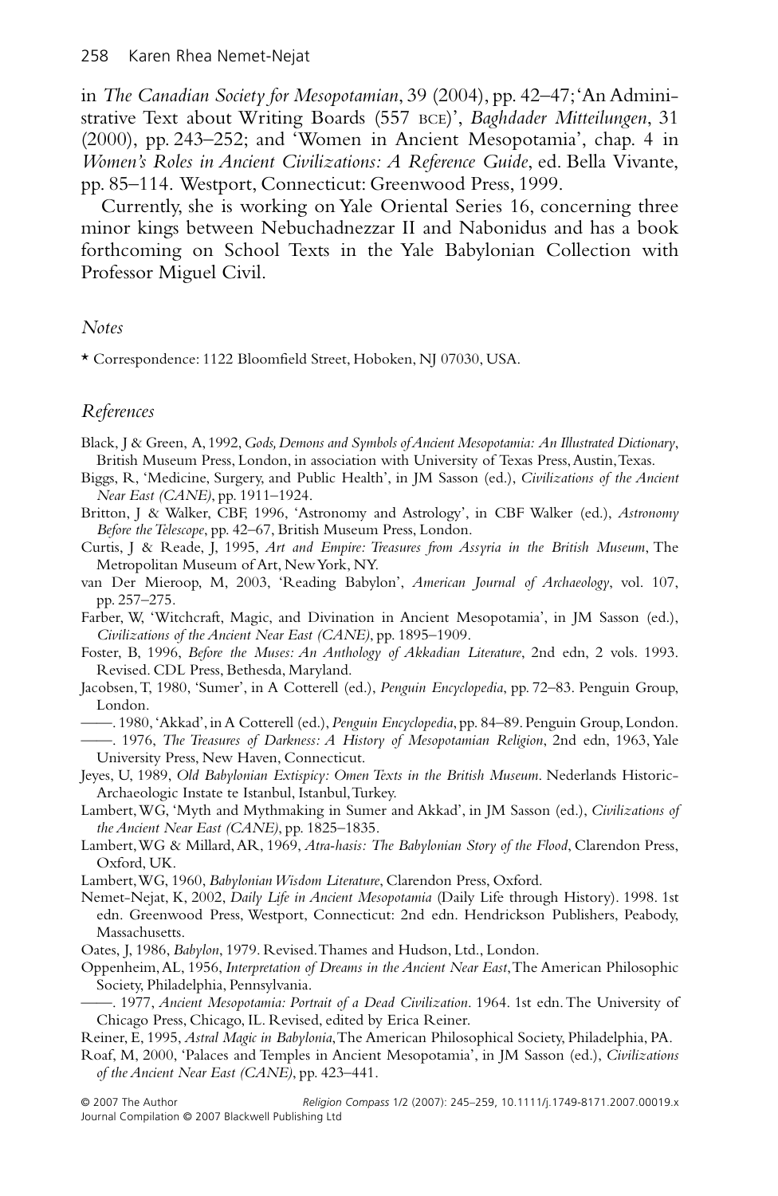in *The Canadian Society for Mesopotamian*, 39 (2004), pp. 42–47; 'An Administrative Text about Writing Boards (557 BCE)', *Baghdader Mitteilungen*, 31 (2000), pp. 243–252; and 'Women in Ancient Mesopotamia', chap. 4 in *Women's Roles in Ancient Civilizations: A Reference Guide*, ed. Bella Vivante, pp. 85–114. Westport, Connecticut: Greenwood Press, 1999.

Currently, she is working on Yale Oriental Series 16, concerning three minor kings between Nebuchadnezzar II and Nabonidus and has a book forthcoming on School Texts in the Yale Babylonian Collection with Professor Miguel Civil.

### Notes

* Correspondence: 1122 Bloomfield Street, Hoboken, NJ 07030, USA.

### References

Black, J & Green, A, 1992, *Gods, Demons and Symbols of Ancient Mesopotamia: An Illustrated Dictionary*, British Museum Press, London, in association with University of Texas Press, Austin, Texas.

Biggs, R, 'Medicine, Surgery, and Public Health', in JM Sasson (ed.), *Civilizations of the Ancient Near East (CANE)*, pp. 1911–1924.

Britton, J & Walker, CBF, 1996, 'Astronomy and Astrology', in CBF Walker (ed.), *Astronomy Before the Telescope*, pp. 42–67, British Museum Press, London.

Curtis, J & Reade, J, 1995, *Art and Empire: Treasures from Assyria in the British Museum*, The Metropolitan Museum of Art, New York, NY.

van Der Mieroop, M, 2003, 'Reading Babylon', *American Journal of Archaeology*, vol. 107, pp. 257–275.

Farber, W, 'Witchcraft, Magic, and Divination in Ancient Mesopotamia', in JM Sasson (ed.), *Civilizations of the Ancient Near East (CANE)*, pp. 1895–1909.

Foster, B, 1996, *Before the Muses: An Anthology of Akkadian Literature*, 2nd edn, 2 vols. 1993. Revised. CDL Press, Bethesda, Maryland.

Jacobsen, T, 1980, 'Sumer', in A Cotterell (ed.), *Penguin Encyclopedia*, pp. 72–83. Penguin Group, London.

——. 1980, 'Akkad', in A Cotterell (ed.), *Penguin Encyclopedia*, pp. 84–89. Penguin Group, London.

——. 1976, *The Treasures of Darkness: A History of Mesopotamian Religion*, 2nd edn, 1963, Yale University Press, New Haven, Connecticut.

Jeyes, U, 1989, *Old Babylonian Extispicy: Omen Texts in the British Museum*. Nederlands Historic-Archaeologic Instate te Istanbul, Istanbul, Turkey.

Lambert, WG, 'Myth and Mythmaking in Sumer and Akkad', in JM Sasson (ed.), *Civilizations of the Ancient Near East (CANE)*, pp. 1825–1835.

Lambert, WG & Millard, AR, 1969, *Atra-hasis: The Babylonian Story of the Flood*, Clarendon Press, Oxford, UK.

Lambert, WG, 1960, *Babylonian Wisdom Literature*, Clarendon Press, Oxford.

Nemet-Nejat, K, 2002, *Daily Life in Ancient Mesopotamia* (Daily Life through History). 1998. 1st edn. Greenwood Press, Westport, Connecticut: 2nd edn. Hendrickson Publishers, Peabody, Massachusetts.

Oates, J, 1986, *Babylon*, 1979. Revised. Thames and Hudson, Ltd., London.

Oppenheim, AL, 1956, *Interpretation of Dreams in the Ancient Near East*, The American Philosophic Society, Philadelphia, Pennsylvania.

——. 1977, *Ancient Mesopotamia: Portrait of a Dead Civilization*. 1964. 1st edn. The University of Chicago Press, Chicago, IL. Revised, edited by Erica Reiner.

Reiner, E, 1995, *Astral Magic in Babylonia*, The American Philosophical Society, Philadelphia, PA.

Roaf, M, 2000, 'Palaces and Temples in Ancient Mesopotamia', in JM Sasson (ed.), *Civilizations of the Ancient Near East (CANE)*, pp. 423–441.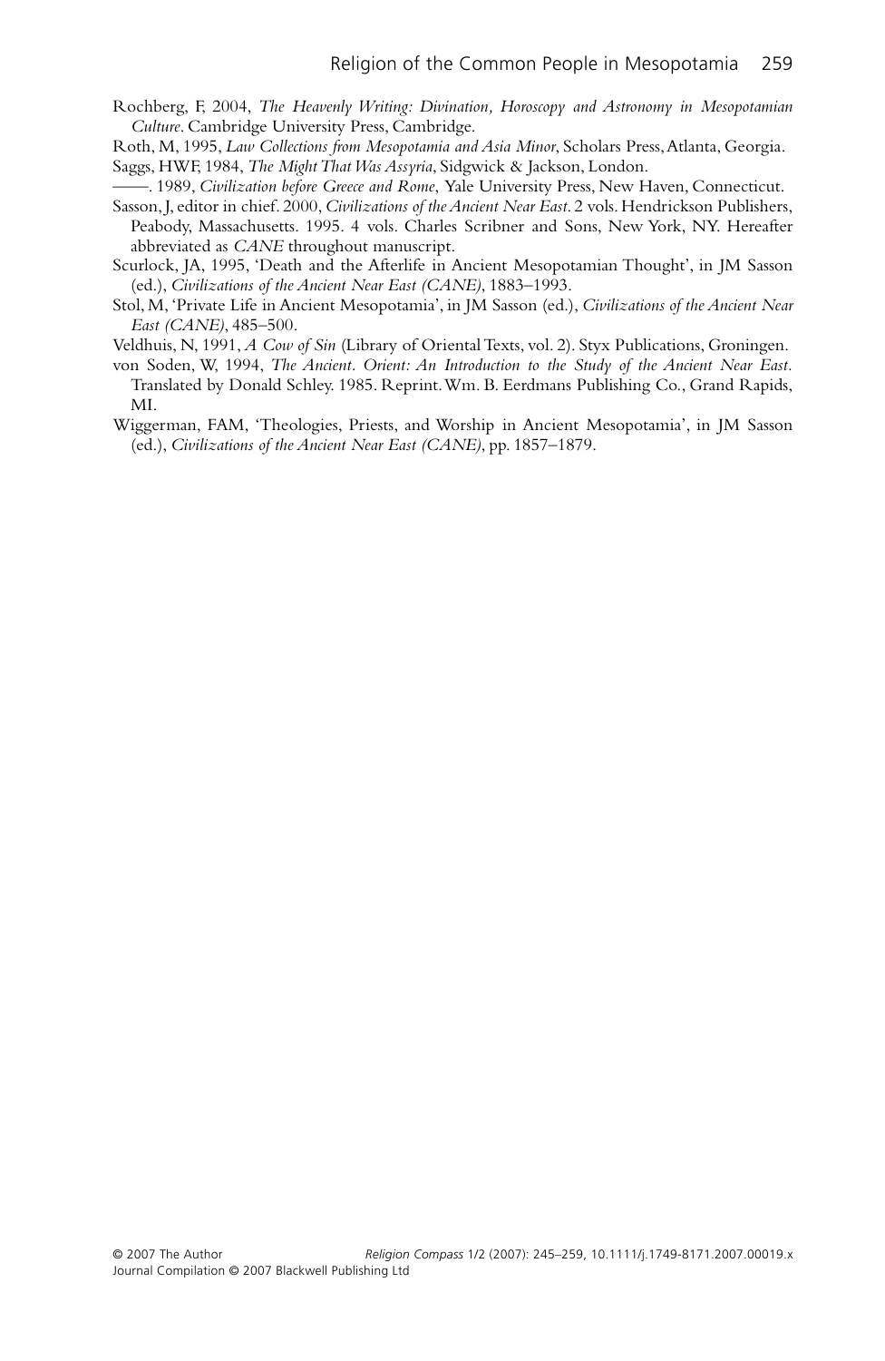Rochberg, F, 2004, *The Heavenly Writing: Divination, Horoscopy and Astronomy in Mesopotamian Culture*. Cambridge University Press, Cambridge.

Roth, M, 1995, *Law Collections from Mesopotamia and Asia Minor*, Scholars Press, Atlanta, Georgia.

Saggs, HWF, 1984, *The Might That Was Assyria*, Sidgwick & Jackson, London.

——. 1989, *Civilization before Greece and Rome*, Yale University Press, New Haven, Connecticut.

Sasson, J, editor in chief. 2000, *Civilizations of the Ancient Near East*. 2 vols. Hendrickson Publishers, Peabody, Massachusetts. 1995. 4 vols. Charles Scribner and Sons, New York, NY. Hereafter abbreviated as *CANE* throughout manuscript.

Scurlock, JA, 1995, 'Death and the Afterlife in Ancient Mesopotamian Thought', in JM Sasson (ed.), *Civilizations of the Ancient Near East (CANE)*, 1883–1993.

Stol, M, 'Private Life in Ancient Mesopotamia', in JM Sasson (ed.), *Civilizations of the Ancient Near East (CANE)*, 485–500.

Veldhuis, N, 1991, *A Cow of Sin* (Library of Oriental Texts, vol. 2). Styx Publications, Groningen.

von Soden, W, 1994, *The Ancient. Orient: An Introduction to the Study of the Ancient Near East*. Translated by Donald Schley. 1985. Reprint. Wm. B. Eerdmans Publishing Co., Grand Rapids, MI.

Wiggerman, FAM, 'Theologies, Priests, and Worship in Ancient Mesopotamia', in JM Sasson (ed.), *Civilizations of the Ancient Near East (CANE)*, pp. 1857–1879.